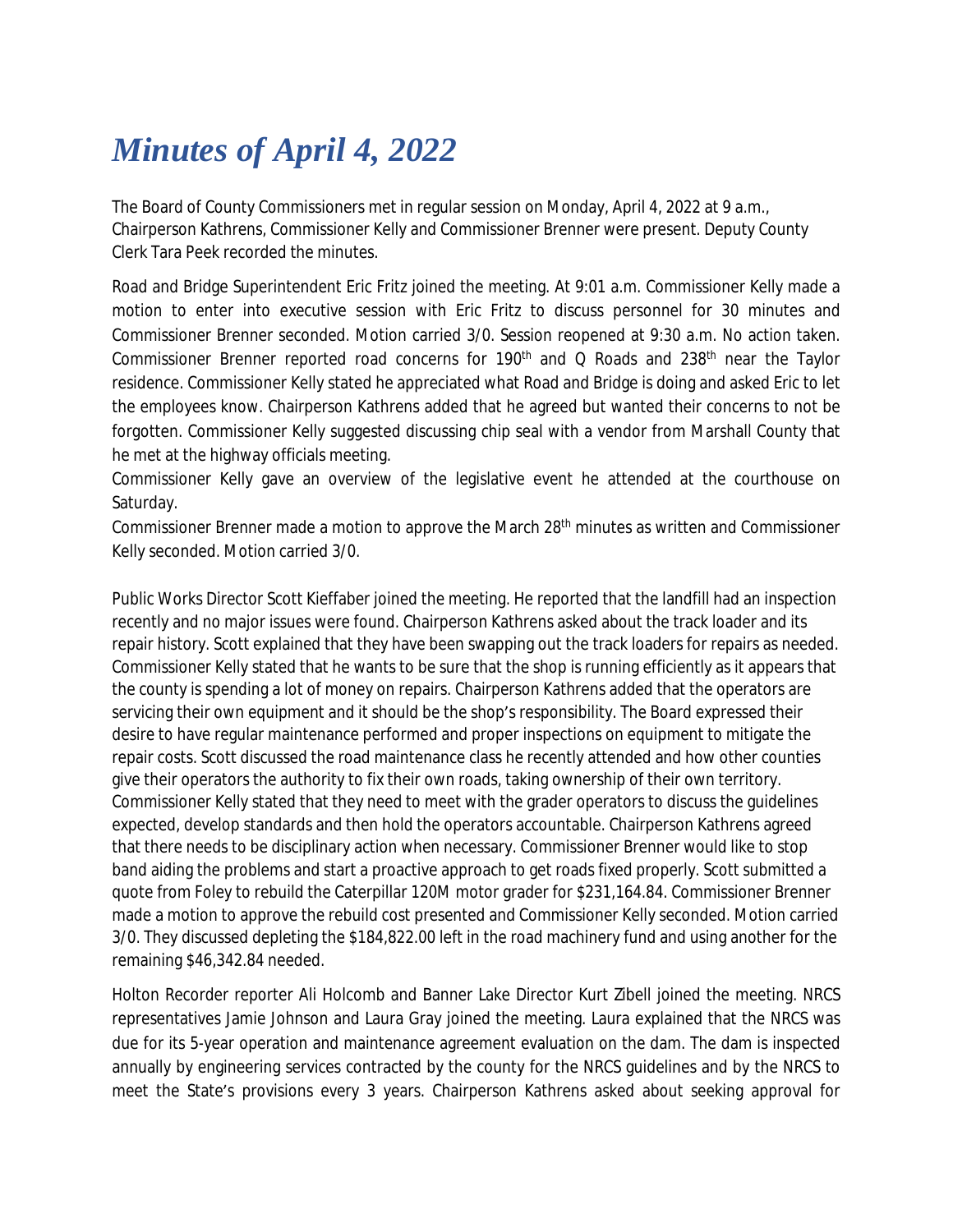# *Minutes of April 4, 2022*

The Board of County Commissioners met in regular session on Monday, April 4, 2022 at 9 a.m., Chairperson Kathrens, Commissioner Kelly and Commissioner Brenner were present. Deputy County Clerk Tara Peek recorded the minutes.

Road and Bridge Superintendent Eric Fritz joined the meeting. At 9:01 a.m. Commissioner Kelly made a motion to enter into executive session with Eric Fritz to discuss personnel for 30 minutes and Commissioner Brenner seconded. Motion carried 3/0. Session reopened at 9:30 a.m. No action taken. Commissioner Brenner reported road concerns for 190th and Q Roads and 238th near the Taylor residence. Commissioner Kelly stated he appreciated what Road and Bridge is doing and asked Eric to let the employees know. Chairperson Kathrens added that he agreed but wanted their concerns to not be forgotten. Commissioner Kelly suggested discussing chip seal with a vendor from Marshall County that he met at the highway officials meeting.

Commissioner Kelly gave an overview of the legislative event he attended at the courthouse on Saturday.

Commissioner Brenner made a motion to approve the March 28th minutes as written and Commissioner Kelly seconded. Motion carried 3/0.

Public Works Director Scott Kieffaber joined the meeting. He reported that the landfill had an inspection recently and no major issues were found. Chairperson Kathrens asked about the track loader and its repair history. Scott explained that they have been swapping out the track loaders for repairs as needed. Commissioner Kelly stated that he wants to be sure that the shop is running efficiently as it appears that the county is spending a lot of money on repairs. Chairperson Kathrens added that the operators are servicing their own equipment and it should be the shop's responsibility. The Board expressed their desire to have regular maintenance performed and proper inspections on equipment to mitigate the repair costs. Scott discussed the road maintenance class he recently attended and how other counties give their operators the authority to fix their own roads, taking ownership of their own territory. Commissioner Kelly stated that they need to meet with the grader operators to discuss the guidelines expected, develop standards and then hold the operators accountable. Chairperson Kathrens agreed that there needs to be disciplinary action when necessary. Commissioner Brenner would like to stop band aiding the problems and start a proactive approach to get roads fixed properly. Scott submitted a quote from Foley to rebuild the Caterpillar 120M motor grader for $231,164.84. Commissioner Brenner made a motion to approve the rebuild cost presented and Commissioner Kelly seconded. Motion carried 3/0. They discussed depleting the $184,822.00 left in the road machinery fund and using another for the remaining $46,342.84 needed.

Holton Recorder reporter Ali Holcomb and Banner Lake Director Kurt Zibell joined the meeting. NRCS representatives Jamie Johnson and Laura Gray joined the meeting. Laura explained that the NRCS was due for its 5-year operation and maintenance agreement evaluation on the dam. The dam is inspected annually by engineering services contracted by the county for the NRCS guidelines and by the NRCS to meet the State's provisions every 3 years. Chairperson Kathrens asked about seeking approval for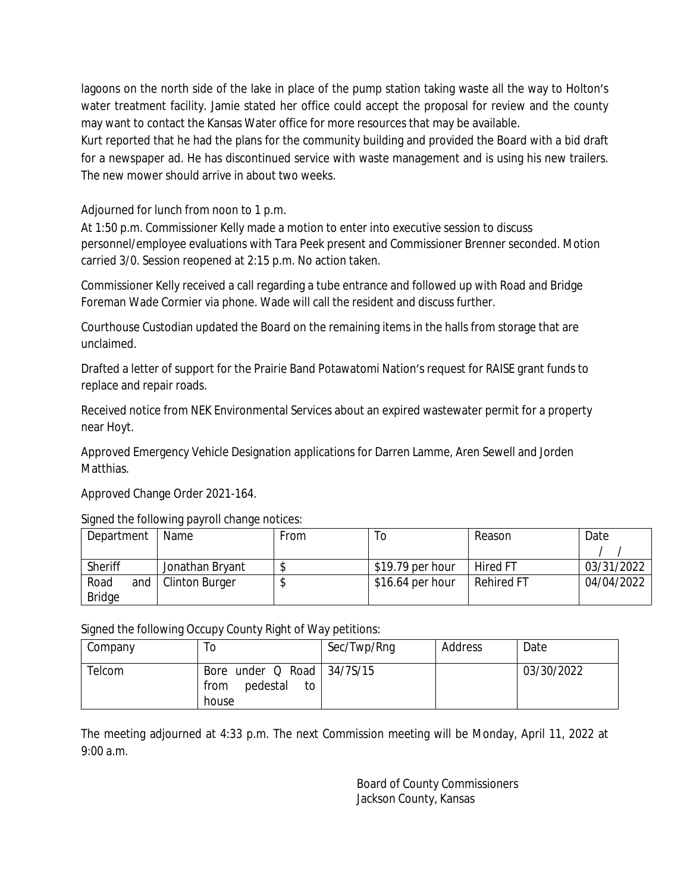lagoons on the north side of the lake in place of the pump station taking waste all the way to Holton's water treatment facility. Jamie stated her office could accept the proposal for review and the county may want to contact the Kansas Water office for more resources that may be available.
Kurt reported that he had the plans for the community building and provided the Board with a bid draft for a newspaper ad. He has discontinued service with waste management and is using his new trailers. The new mower should arrive in about two weeks.

Adjourned for lunch from noon to 1 p.m.
At 1:50 p.m. Commissioner Kelly made a motion to enter into executive session to discuss personnel/employee evaluations with Tara Peek present and Commissioner Brenner seconded. Motion carried 3/0. Session reopened at 2:15 p.m. No action taken.

Commissioner Kelly received a call regarding a tube entrance and followed up with Road and Bridge Foreman Wade Cormier via phone. Wade will call the resident and discuss further.

Courthouse Custodian updated the Board on the remaining items in the halls from storage that are unclaimed.

Drafted a letter of support for the Prairie Band Potawatomi Nation's request for RAISE grant funds to replace and repair roads.

Received notice from NEK Environmental Services about an expired wastewater permit for a property near Hoyt.

Approved Emergency Vehicle Designation applications for Darren Lamme, Aren Sewell and Jorden Matthias.

Approved Change Order 2021-164.

Signed the following payroll change notices:

| Department | Name | From | To | Reason | Date / / |
|---|---|---|---|---|---|
| Sheriff | Jonathan Bryant | $ | $19.79 per hour | Hired FT | 03/31/2022 |
| Road and Bridge | Clinton Burger | $ | $16.64 per hour | Rehired FT | 04/04/2022 |

Signed the following Occupy County Right of Way petitions:

| Company | To | Sec/Twp/Rng | Address | Date |
|---|---|---|---|---|
| Telcom | Bore under Q Road from pedestal to house | 34/7S/15 | | 03/30/2022 |

The meeting adjourned at 4:33 p.m. The next Commission meeting will be Monday, April 11, 2022 at 9:00 a.m.

Board of County Commissioners
Jackson County, Kansas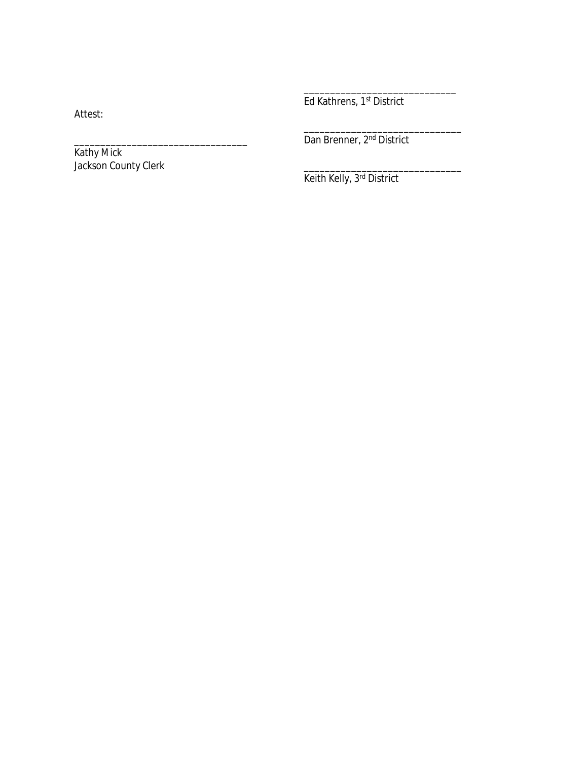______________________________
Ed Kathrens, 1st District

Attest:

______________________________
Dan Brenner, 2nd District

_________________________________
Kathy Mick
Jackson County Clerk

______________________________
Keith Kelly, 3rd District